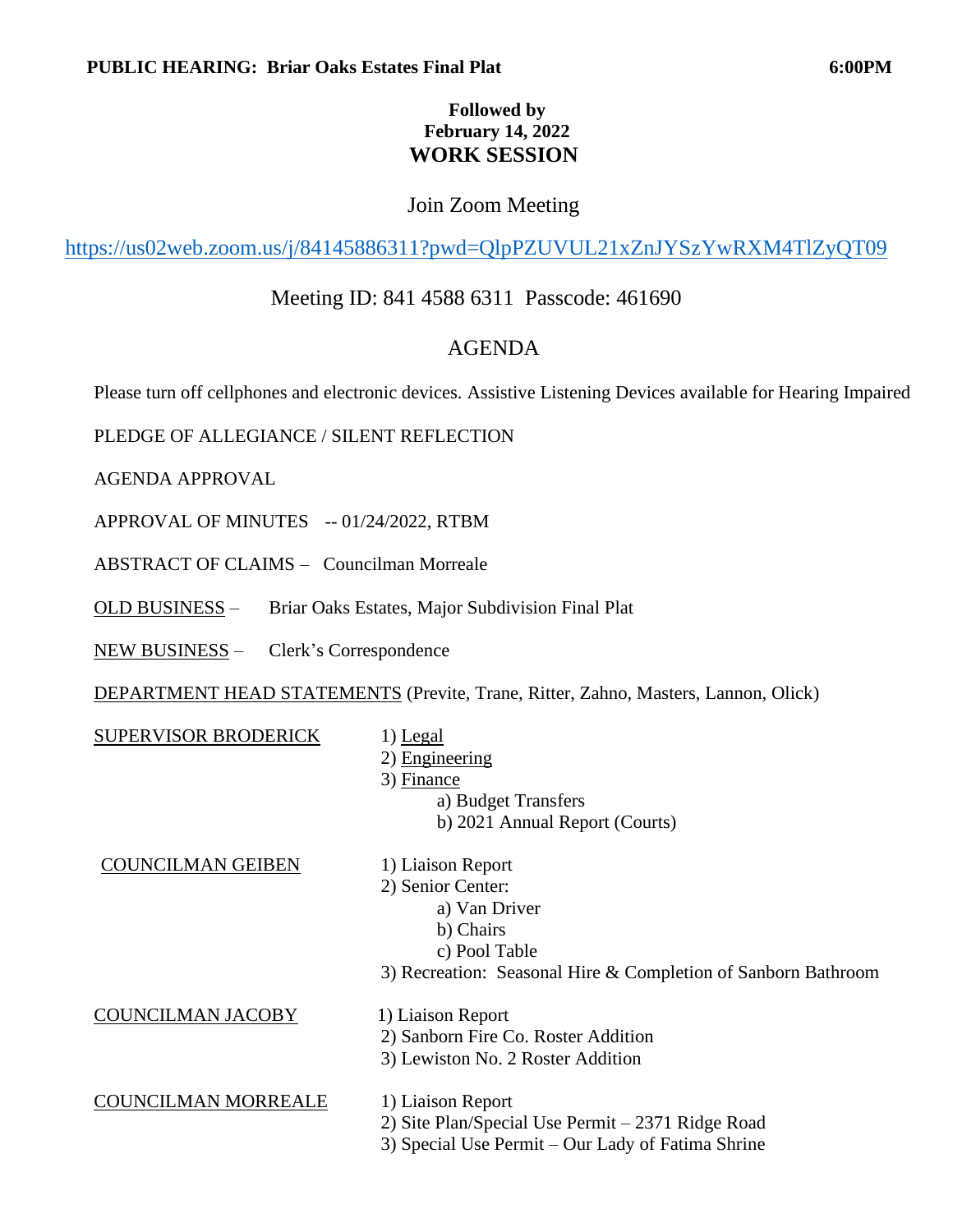**PUBLIC HEARING: Briar Oaks Estates Final Plat** **6:00PM**

**Followed by**
**February 14, 2022**
## WORK SESSION

Join Zoom Meeting

https://us02web.zoom.us/j/84145886311?pwd=QlpPZUVUL21xZnJYSzYwRXM4TlZyQT09

Meeting ID: 841 4588 6311 Passcode: 461690

AGENDA

Please turn off cellphones and electronic devices. Assistive Listening Devices available for Hearing Impaired

PLEDGE OF ALLEGIANCE / SILENT REFLECTION

AGENDA APPROVAL

APPROVAL OF MINUTES -- 01/24/2022, RTBM

ABSTRACT OF CLAIMS – Councilman Morreale

OLD BUSINESS – Briar Oaks Estates, Major Subdivision Final Plat

NEW BUSINESS – Clerk's Correspondence

DEPARTMENT HEAD STATEMENTS (Previte, Trane, Ritter, Zahno, Masters, Lannon, Olick)

SUPERVISOR BRODERICK
1) Legal
2) Engineering
3) Finance
   a) Budget Transfers
   b) 2021 Annual Report (Courts)

COUNCILMAN GEIBEN
1) Liaison Report
2) Senior Center:
   a) Van Driver
   b) Chairs
   c) Pool Table
3) Recreation: Seasonal Hire & Completion of Sanborn Bathroom

COUNCILMAN JACOBY
1) Liaison Report
2) Sanborn Fire Co. Roster Addition
3) Lewiston No. 2 Roster Addition

COUNCILMAN MORREALE
1) Liaison Report
2) Site Plan/Special Use Permit – 2371 Ridge Road
3) Special Use Permit – Our Lady of Fatima Shrine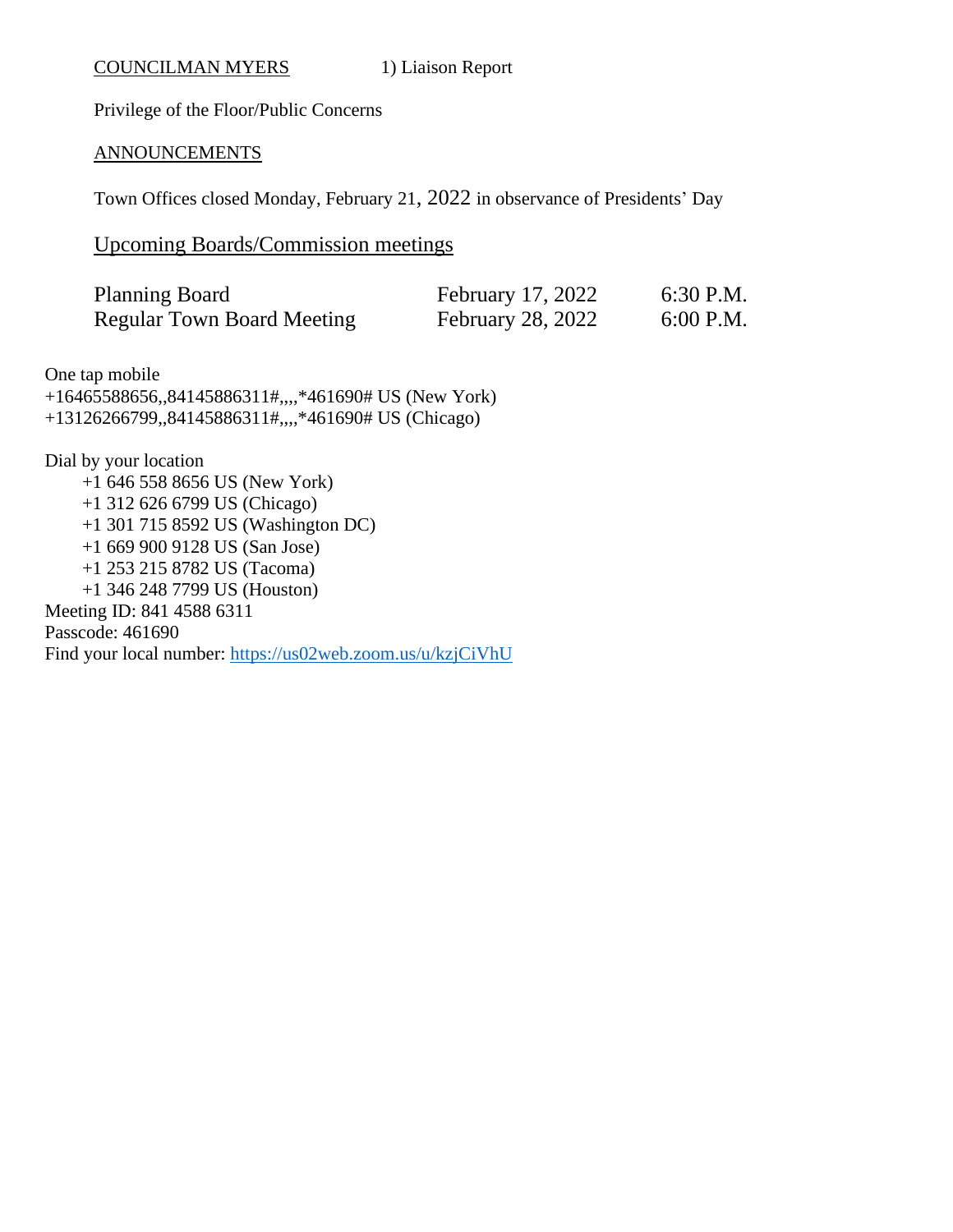COUNCILMAN MYERS 1) Liaison Report

Privilege of the Floor/Public Concerns

ANNOUNCEMENTS

Town Offices closed Monday, February 21, 2022 in observance of Presidents' Day

Upcoming Boards/Commission meetings

| | | |
|---|---|---|
| Planning Board | February 17, 2022 | 6:30 P.M. |
| Regular Town Board Meeting | February 28, 2022 | 6:00 P.M. |

One tap mobile
+16465588656,,84145886311#,,,,*461690# US (New York)
+13126266799,,84145886311#,,,,*461690# US (Chicago)

Dial by your location
+1 646 558 8656 US (New York)
+1 312 626 6799 US (Chicago)
+1 301 715 8592 US (Washington DC)
+1 669 900 9128 US (San Jose)
+1 253 215 8782 US (Tacoma)
+1 346 248 7799 US (Houston)
Meeting ID: 841 4588 6311
Passcode: 461690
Find your local number: https://us02web.zoom.us/u/kzjCiVhU